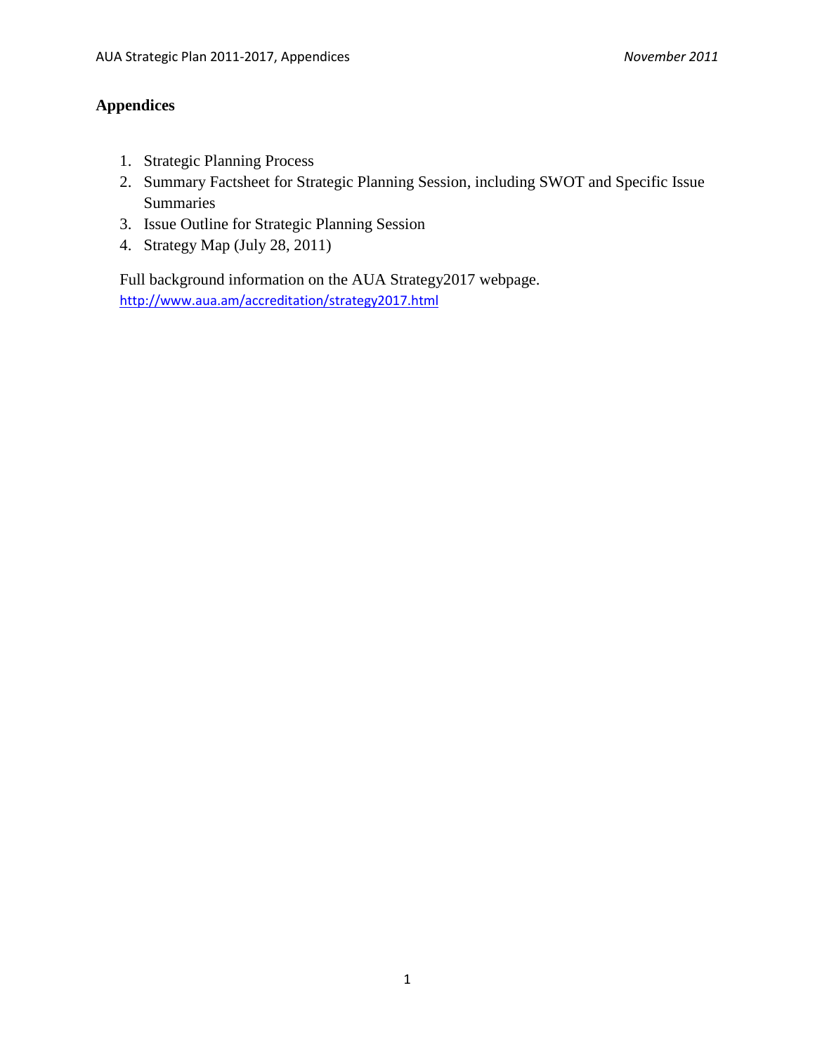# Appendices

1. Strategic Planning Process
2. Summary Factsheet for Strategic Planning Session, including SWOT and Specific Issue Summaries
3. Issue Outline for Strategic Planning Session
4. Strategy Map (July 28, 2011)

Full background information on the AUA Strategy2017 webpage.
http://www.aua.am/accreditation/strategy2017.html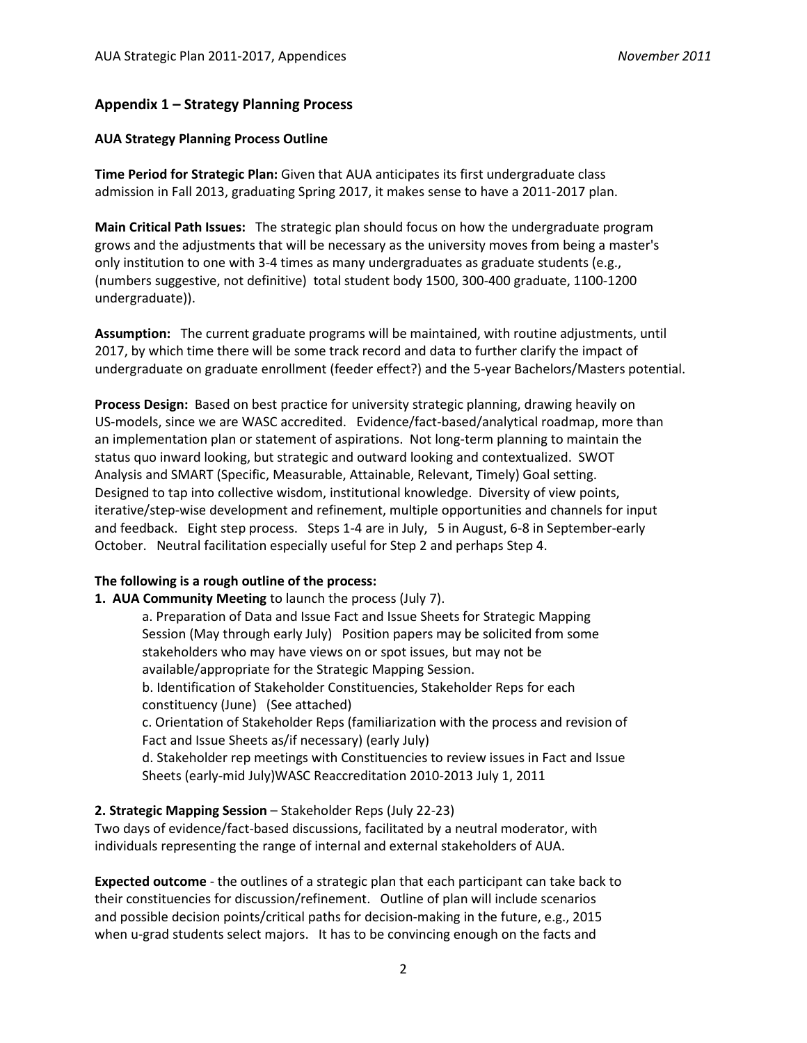## Appendix 1 – Strategy Planning Process

### AUA Strategy Planning Process Outline

**Time Period for Strategic Plan:** Given that AUA anticipates its first undergraduate class admission in Fall 2013, graduating Spring 2017, it makes sense to have a 2011-2017 plan.

**Main Critical Path Issues:** The strategic plan should focus on how the undergraduate program grows and the adjustments that will be necessary as the university moves from being a master's only institution to one with 3-4 times as many undergraduates as graduate students (e.g., (numbers suggestive, not definitive) total student body 1500, 300-400 graduate, 1100-1200 undergraduate)).

**Assumption:** The current graduate programs will be maintained, with routine adjustments, until 2017, by which time there will be some track record and data to further clarify the impact of undergraduate on graduate enrollment (feeder effect?) and the 5-year Bachelors/Masters potential.

**Process Design:** Based on best practice for university strategic planning, drawing heavily on US-models, since we are WASC accredited. Evidence/fact-based/analytical roadmap, more than an implementation plan or statement of aspirations. Not long-term planning to maintain the status quo inward looking, but strategic and outward looking and contextualized. SWOT Analysis and SMART (Specific, Measurable, Attainable, Relevant, Timely) Goal setting. Designed to tap into collective wisdom, institutional knowledge. Diversity of view points, iterative/step-wise development and refinement, multiple opportunities and channels for input and feedback. Eight step process. Steps 1-4 are in July, 5 in August, 6-8 in September-early October. Neutral facilitation especially useful for Step 2 and perhaps Step 4.

**The following is a rough outline of the process:**

**1. AUA Community Meeting** to launch the process (July 7).

> a. Preparation of Data and Issue Fact and Issue Sheets for Strategic Mapping Session (May through early July) Position papers may be solicited from some stakeholders who may have views on or spot issues, but may not be available/appropriate for the Strategic Mapping Session.
>
> b. Identification of Stakeholder Constituencies, Stakeholder Reps for each constituency (June) (See attached)
>
> c. Orientation of Stakeholder Reps (familiarization with the process and revision of Fact and Issue Sheets as/if necessary) (early July)
>
> d. Stakeholder rep meetings with Constituencies to review issues in Fact and Issue Sheets (early-mid July)WASC Reaccreditation 2010-2013 July 1, 2011

**2. Strategic Mapping Session** – Stakeholder Reps (July 22-23)

Two days of evidence/fact-based discussions, facilitated by a neutral moderator, with individuals representing the range of internal and external stakeholders of AUA.

**Expected outcome** - the outlines of a strategic plan that each participant can take back to their constituencies for discussion/refinement. Outline of plan will include scenarios and possible decision points/critical paths for decision-making in the future, e.g., 2015 when u-grad students select majors. It has to be convincing enough on the facts and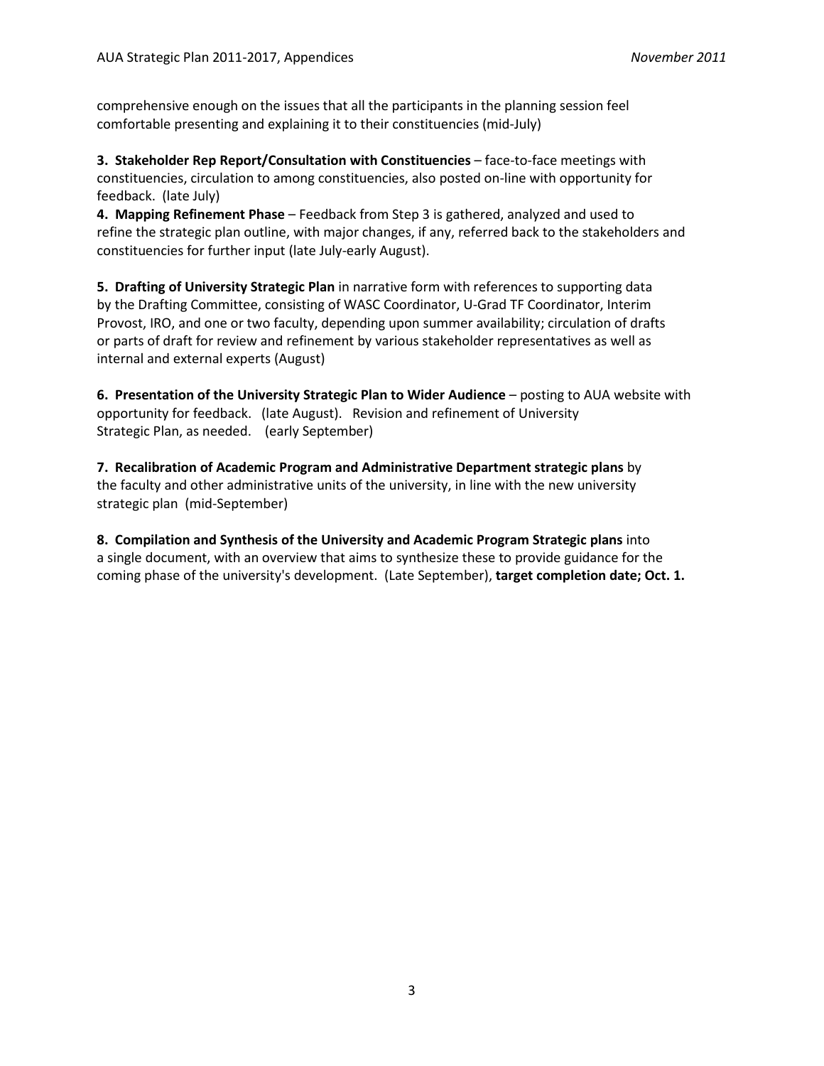comprehensive enough on the issues that all the participants in the planning session feel comfortable presenting and explaining it to their constituencies (mid-July)

**3. Stakeholder Rep Report/Consultation with Constituencies** – face-to-face meetings with constituencies, circulation to among constituencies, also posted on-line with opportunity for feedback. (late July)

**4. Mapping Refinement Phase** – Feedback from Step 3 is gathered, analyzed and used to refine the strategic plan outline, with major changes, if any, referred back to the stakeholders and constituencies for further input (late July-early August).

**5. Drafting of University Strategic Plan** in narrative form with references to supporting data by the Drafting Committee, consisting of WASC Coordinator, U-Grad TF Coordinator, Interim Provost, IRO, and one or two faculty, depending upon summer availability; circulation of drafts or parts of draft for review and refinement by various stakeholder representatives as well as internal and external experts (August)

**6. Presentation of the University Strategic Plan to Wider Audience** – posting to AUA website with opportunity for feedback. (late August). Revision and refinement of University Strategic Plan, as needed. (early September)

**7. Recalibration of Academic Program and Administrative Department strategic plans** by the faculty and other administrative units of the university, in line with the new university strategic plan (mid-September)

**8. Compilation and Synthesis of the University and Academic Program Strategic plans** into a single document, with an overview that aims to synthesize these to provide guidance for the coming phase of the university's development. (Late September), **target completion date; Oct. 1.**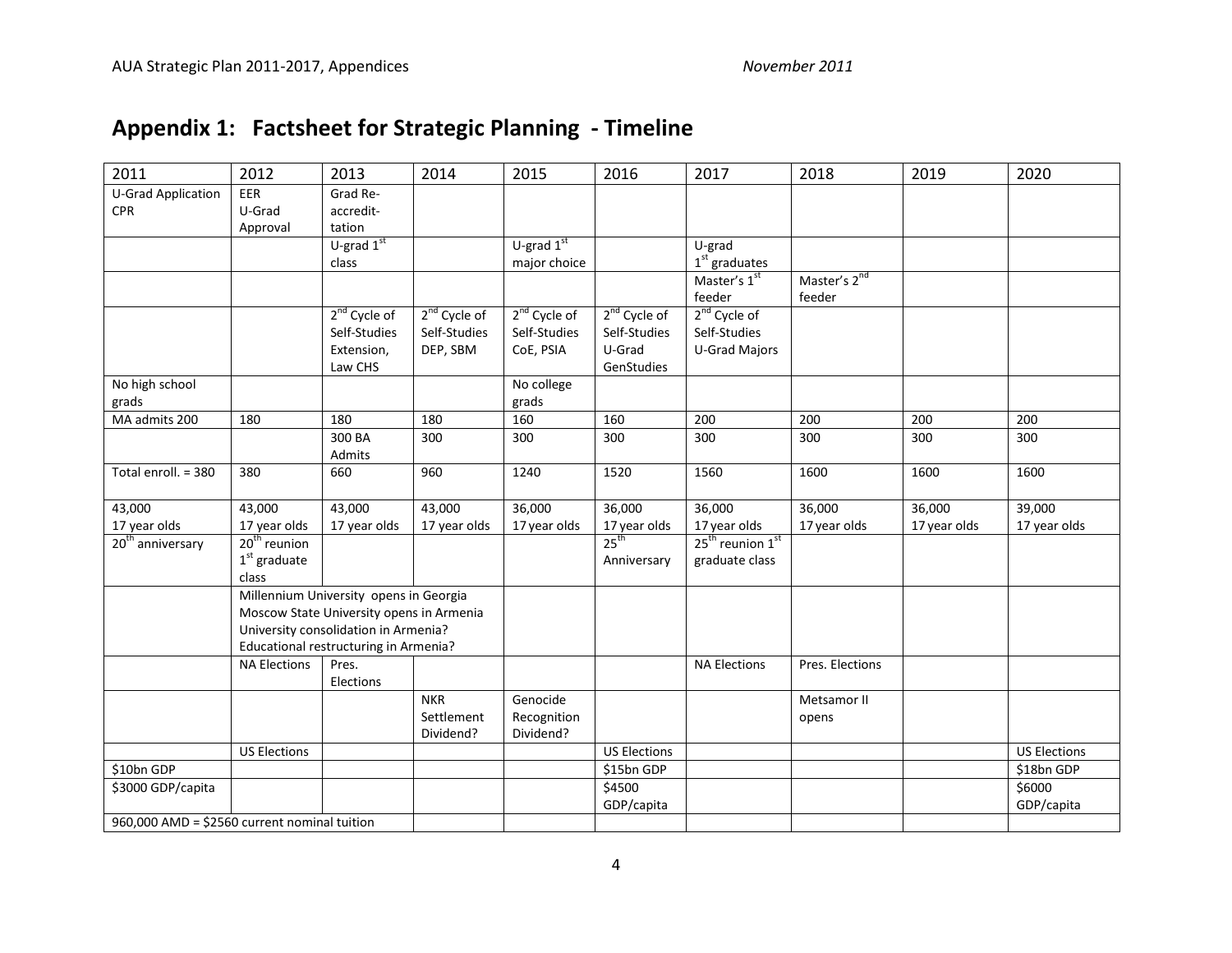# Appendix 1: Factsheet for Strategic Planning - Timeline

| 2011 | 2012 | 2013 | 2014 | 2015 | 2016 | 2017 | 2018 | 2019 | 2020 |
|---|---|---|---|---|---|---|---|---|---|
| U-Grad Application CPR | EER U-Grad Approval | Grad Re-accredit-tation | | | | | | | |
| | | U-grad 1st class | | U-grad 1st major choice | | U-grad 1st graduates | | | |
| | | | | | | Master's 1st feeder | Master's 2nd feeder | | |
| | | 2nd Cycle of Self-Studies Extension, Law CHS | 2nd Cycle of Self-Studies DEP, SBM | 2nd Cycle of Self-Studies CoE, PSIA | 2nd Cycle of Self-Studies U-Grad GenStudies | 2nd Cycle of Self-Studies U-Grad Majors | | | |
| No high school grads | | | | No college grads | | | | | |
| MA admits 200 | 180 | 180 | 180 | 160 | 160 | 200 | 200 | 200 | 200 |
| | | 300 BA Admits | 300 | 300 | 300 | 300 | 300 | 300 | 300 |
| Total enroll. = 380 | 380 | 660 | 960 | 1240 | 1520 | 1560 | 1600 | 1600 | 1600 |
| 43,000 17 year olds | 43,000 17 year olds | 43,000 17 year olds | 43,000 17 year olds | 36,000 17 year olds | 36,000 17 year olds | 36,000 17 year olds | 36,000 17 year olds | 36,000 17 year olds | 39,000 17 year olds |
| 20th anniversary | 20th reunion 1st graduate class | | | | 25th Anniversary | 25th reunion 1st graduate class | | | |
| | Millennium University opens in Georgia<br>Moscow State University opens in Armenia<br>University consolidation in Armenia?<br>Educational restructuring in Armenia? | | | | | | | | |
| | NA Elections | Pres. Elections | | | | NA Elections | Pres. Elections | | |
| | | | NKR Settlement Dividend? | Genocide Recognition Dividend? | | | Metsamor II opens | | |
| | US Elections | | | | US Elections | | | | US Elections |
| $10bn GDP | | | | | $15bn GDP | | | | $18bn GDP |
| $3000 GDP/capita | | | | | $4500 GDP/capita | | | | $6000 GDP/capita |
| 960,000 AMD = $2560 current nominal tuition | | | | | | | | | |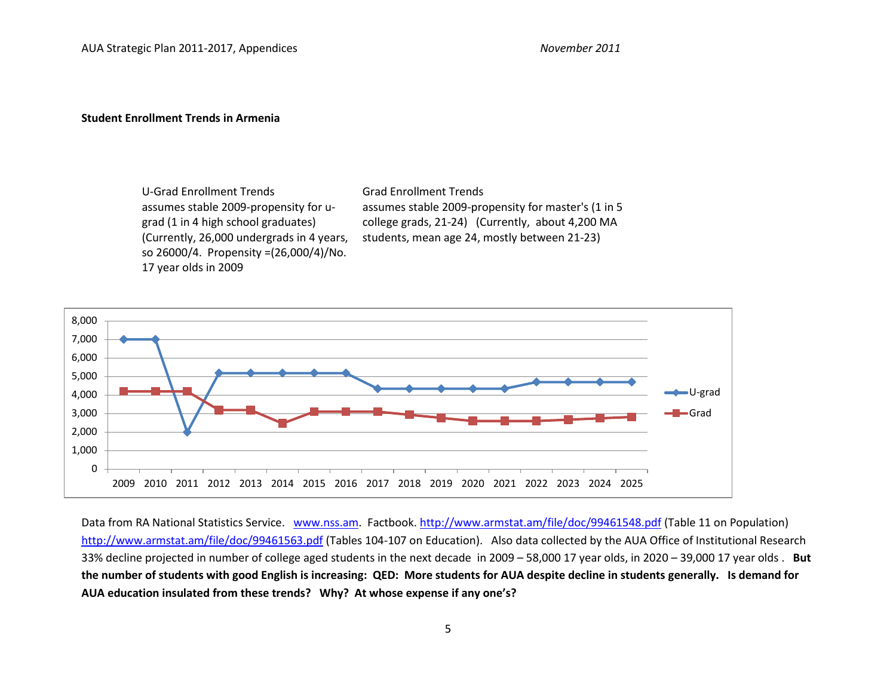**Student Enrollment Trends in Armenia**

U-Grad Enrollment Trends
assumes stable 2009-propensity for u-grad (1 in 4 high school graduates) (Currently, 26,000 undergrads in 4 years, so 26000/4. Propensity =(26,000/4)/No. 17 year olds in 2009

Grad Enrollment Trends
assumes stable 2009-propensity for master's (1 in 5 college grads, 21-24) (Currently, about 4,200 MA students, mean age 24, mostly between 21-23)

Data from RA National Statistics Service. www.nss.am. Factbook. http://www.armstat.am/file/doc/99461548.pdf (Table 11 on Population) http://www.armstat.am/file/doc/99461563.pdf (Tables 104-107 on Education). Also data collected by the AUA Office of Institutional Research 33% decline projected in number of college aged students in the next decade in 2009 – 58,000 17 year olds, in 2020 – 39,000 17 year olds . **But the number of students with good English is increasing: QED: More students for AUA despite decline in students generally. Is demand for AUA education insulated from these trends? Why? At whose expense if any one's?**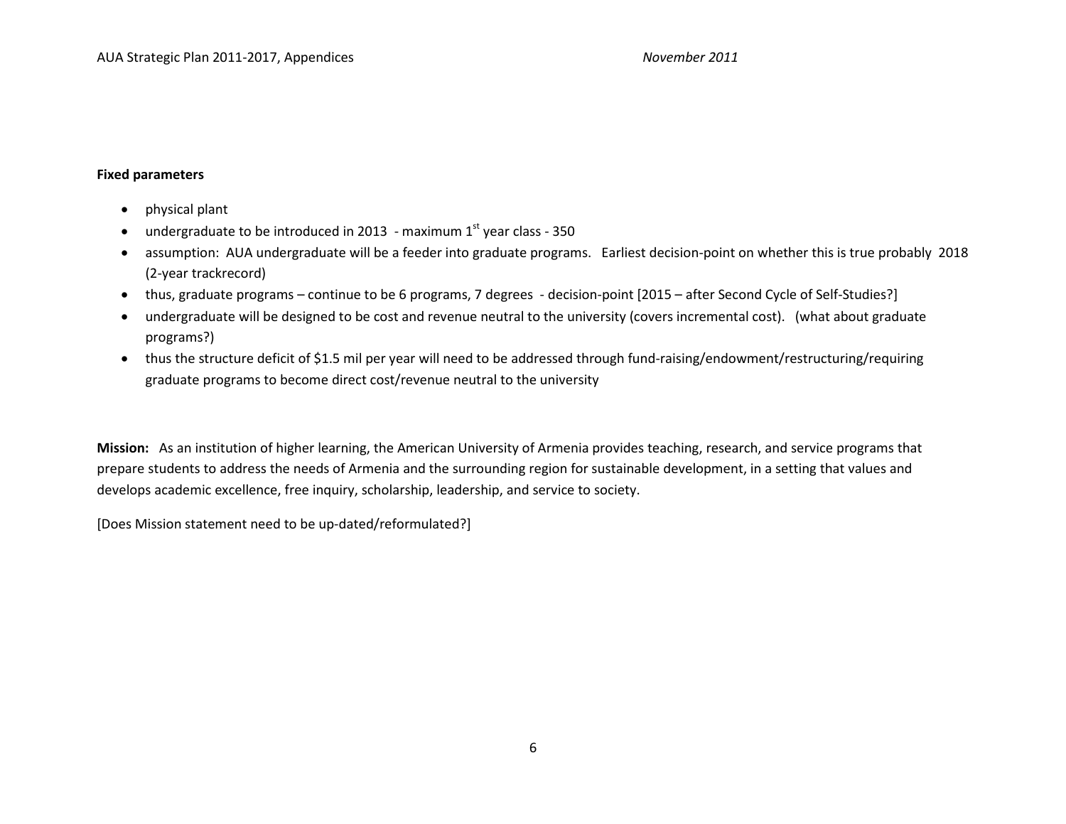**Fixed parameters**

- physical plant
- undergraduate to be introduced in 2013 - maximum 1st year class - 350
- assumption: AUA undergraduate will be a feeder into graduate programs. Earliest decision-point on whether this is true probably 2018 (2-year trackrecord)
- thus, graduate programs – continue to be 6 programs, 7 degrees - decision-point [2015 – after Second Cycle of Self-Studies?]
- undergraduate will be designed to be cost and revenue neutral to the university (covers incremental cost). (what about graduate programs?)
- thus the structure deficit of $1.5 mil per year will need to be addressed through fund-raising/endowment/restructuring/requiring graduate programs to become direct cost/revenue neutral to the university

**Mission:** As an institution of higher learning, the American University of Armenia provides teaching, research, and service programs that prepare students to address the needs of Armenia and the surrounding region for sustainable development, in a setting that values and develops academic excellence, free inquiry, scholarship, leadership, and service to society.

[Does Mission statement need to be up-dated/reformulated?]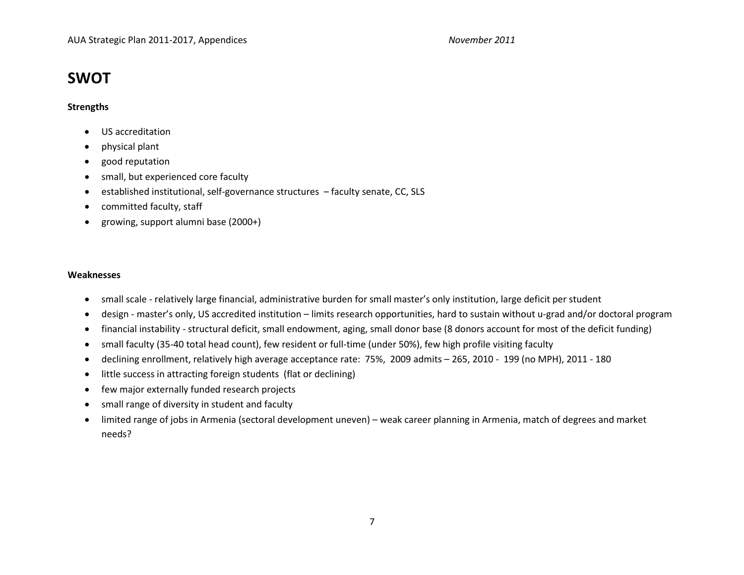# SWOT

**Strengths**

- US accreditation
- physical plant
- good reputation
- small, but experienced core faculty
- established institutional, self-governance structures – faculty senate, CC, SLS
- committed faculty, staff
- growing, support alumni base (2000+)

**Weaknesses**

- small scale - relatively large financial, administrative burden for small master's only institution, large deficit per student
- design - master's only, US accredited institution – limits research opportunities, hard to sustain without u-grad and/or doctoral program
- financial instability - structural deficit, small endowment, aging, small donor base (8 donors account for most of the deficit funding)
- small faculty (35-40 total head count), few resident or full-time (under 50%), few high profile visiting faculty
- declining enrollment, relatively high average acceptance rate: 75%, 2009 admits – 265, 2010 - 199 (no MPH), 2011 - 180
- little success in attracting foreign students (flat or declining)
- few major externally funded research projects
- small range of diversity in student and faculty
- limited range of jobs in Armenia (sectoral development uneven) – weak career planning in Armenia, match of degrees and market needs?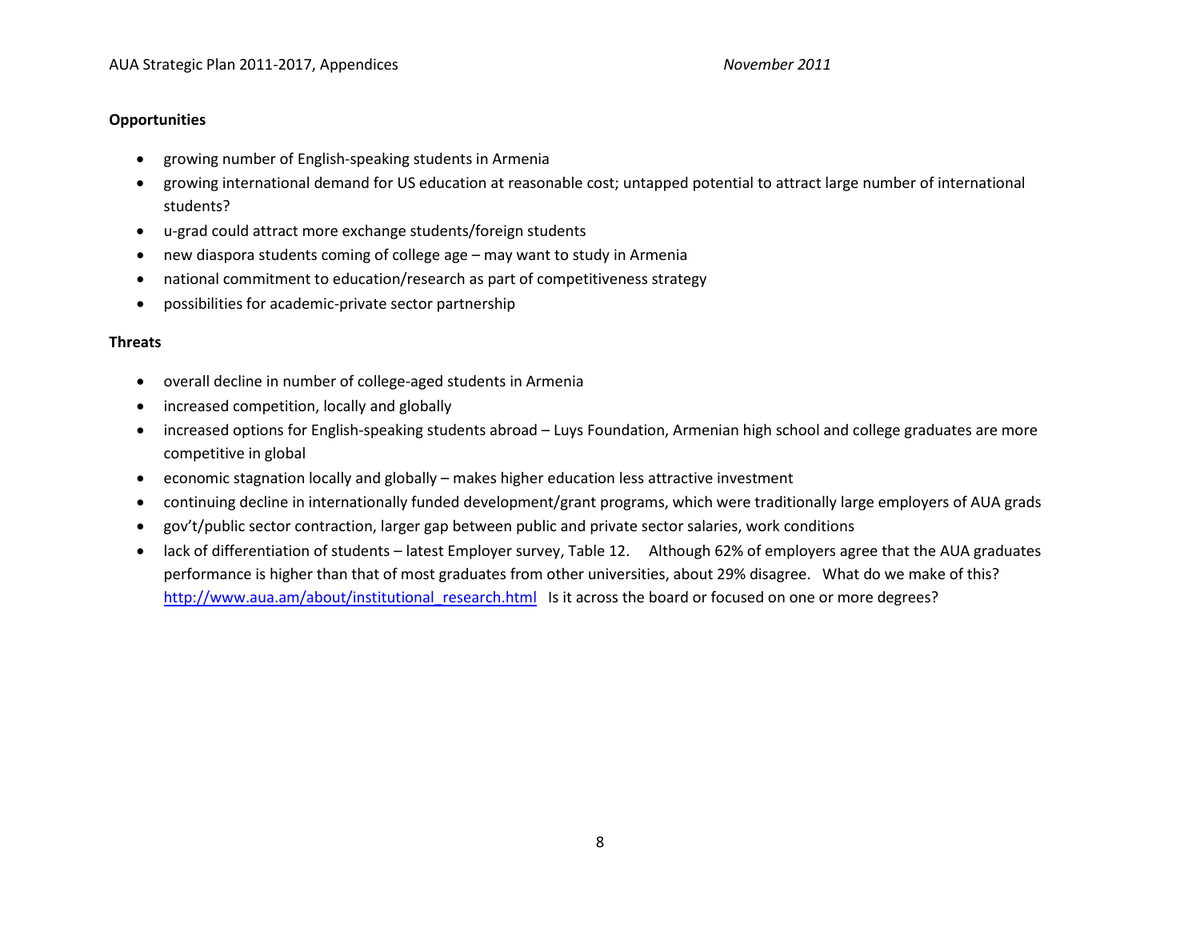**Opportunities**

- growing number of English-speaking students in Armenia
- growing international demand for US education at reasonable cost; untapped potential to attract large number of international students?
- u-grad could attract more exchange students/foreign students
- new diaspora students coming of college age – may want to study in Armenia
- national commitment to education/research as part of competitiveness strategy
- possibilities for academic-private sector partnership

**Threats**

- overall decline in number of college-aged students in Armenia
- increased competition, locally and globally
- increased options for English-speaking students abroad – Luys Foundation, Armenian high school and college graduates are more competitive in global
- economic stagnation locally and globally – makes higher education less attractive investment
- continuing decline in internationally funded development/grant programs, which were traditionally large employers of AUA grads
- gov't/public sector contraction, larger gap between public and private sector salaries, work conditions
- lack of differentiation of students – latest Employer survey, Table 12. Although 62% of employers agree that the AUA graduates performance is higher than that of most graduates from other universities, about 29% disagree. What do we make of this? [http://www.aua.am/about/institutional_research.html](http://www.aua.am/about/institutional_research.html) Is it across the board or focused on one or more degrees?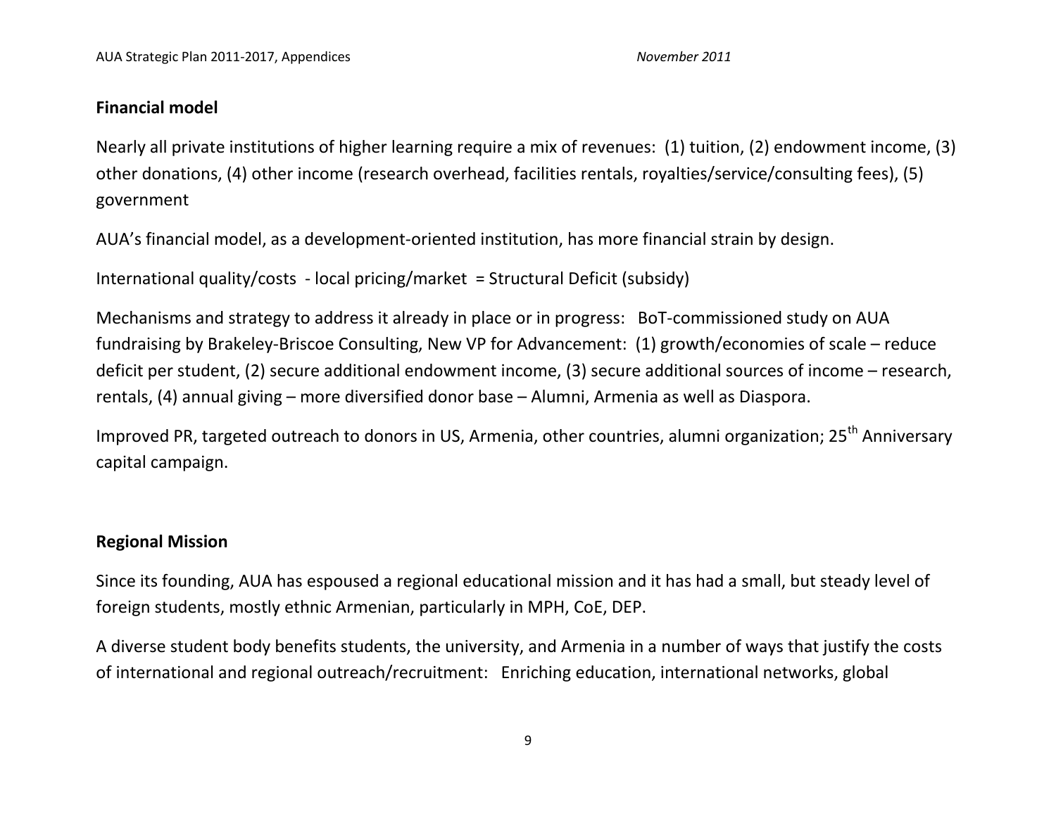## Financial model

Nearly all private institutions of higher learning require a mix of revenues: (1) tuition, (2) endowment income, (3) other donations, (4) other income (research overhead, facilities rentals, royalties/service/consulting fees), (5) government

AUA's financial model, as a development-oriented institution, has more financial strain by design.

International quality/costs - local pricing/market = Structural Deficit (subsidy)

Mechanisms and strategy to address it already in place or in progress: BoT-commissioned study on AUA fundraising by Brakeley-Briscoe Consulting, New VP for Advancement: (1) growth/economies of scale – reduce deficit per student, (2) secure additional endowment income, (3) secure additional sources of income – research, rentals, (4) annual giving – more diversified donor base – Alumni, Armenia as well as Diaspora.

Improved PR, targeted outreach to donors in US, Armenia, other countries, alumni organization; 25th Anniversary capital campaign.

## Regional Mission

Since its founding, AUA has espoused a regional educational mission and it has had a small, but steady level of foreign students, mostly ethnic Armenian, particularly in MPH, CoE, DEP.

A diverse student body benefits students, the university, and Armenia in a number of ways that justify the costs of international and regional outreach/recruitment: Enriching education, international networks, global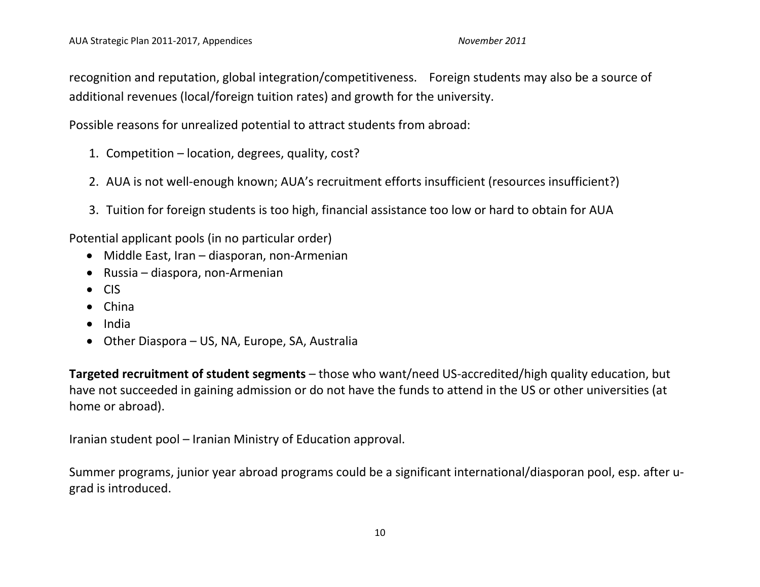recognition and reputation, global integration/competitiveness.    Foreign students may also be a source of additional revenues (local/foreign tuition rates) and growth for the university.

Possible reasons for unrealized potential to attract students from abroad:

1. Competition – location, degrees, quality, cost?
2. AUA is not well-enough known; AUA's recruitment efforts insufficient (resources insufficient?)
3. Tuition for foreign students is too high, financial assistance too low or hard to obtain for AUA

Potential applicant pools (in no particular order)

- Middle East, Iran – diasporan, non-Armenian
- Russia – diaspora, non-Armenian
- CIS
- China
- India
- Other Diaspora – US, NA, Europe, SA, Australia

**Targeted recruitment of student segments** – those who want/need US-accredited/high quality education, but have not succeeded in gaining admission or do not have the funds to attend in the US or other universities (at home or abroad).

Iranian student pool – Iranian Ministry of Education approval.

Summer programs, junior year abroad programs could be a significant international/diasporan pool, esp. after u-grad is introduced.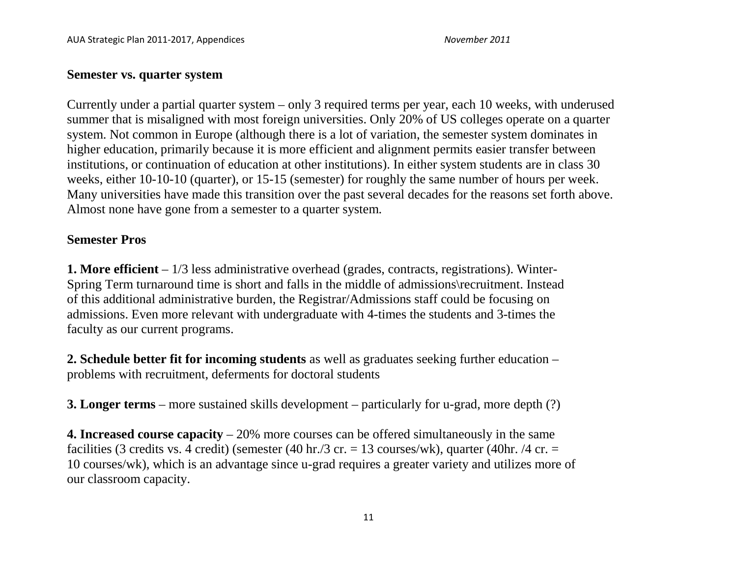**Semester vs. quarter system**

Currently under a partial quarter system – only 3 required terms per year, each 10 weeks, with underused summer that is misaligned with most foreign universities. Only 20% of US colleges operate on a quarter system. Not common in Europe (although there is a lot of variation, the semester system dominates in higher education, primarily because it is more efficient and alignment permits easier transfer between institutions, or continuation of education at other institutions). In either system students are in class 30 weeks, either 10-10-10 (quarter), or 15-15 (semester) for roughly the same number of hours per week. Many universities have made this transition over the past several decades for the reasons set forth above. Almost none have gone from a semester to a quarter system.

**Semester Pros**

**1. More efficient** – 1/3 less administrative overhead (grades, contracts, registrations). Winter-Spring Term turnaround time is short and falls in the middle of admissions\recruitment. Instead of this additional administrative burden, the Registrar/Admissions staff could be focusing on admissions. Even more relevant with undergraduate with 4-times the students and 3-times the faculty as our current programs.

**2. Schedule better fit for incoming students** as well as graduates seeking further education – problems with recruitment, deferments for doctoral students

**3. Longer terms** – more sustained skills development – particularly for u-grad, more depth (?)

**4. Increased course capacity** – 20% more courses can be offered simultaneously in the same facilities (3 credits vs. 4 credit) (semester (40 hr./3 cr. = 13 courses/wk), quarter (40hr. /4 cr. = 10 courses/wk), which is an advantage since u-grad requires a greater variety and utilizes more of our classroom capacity.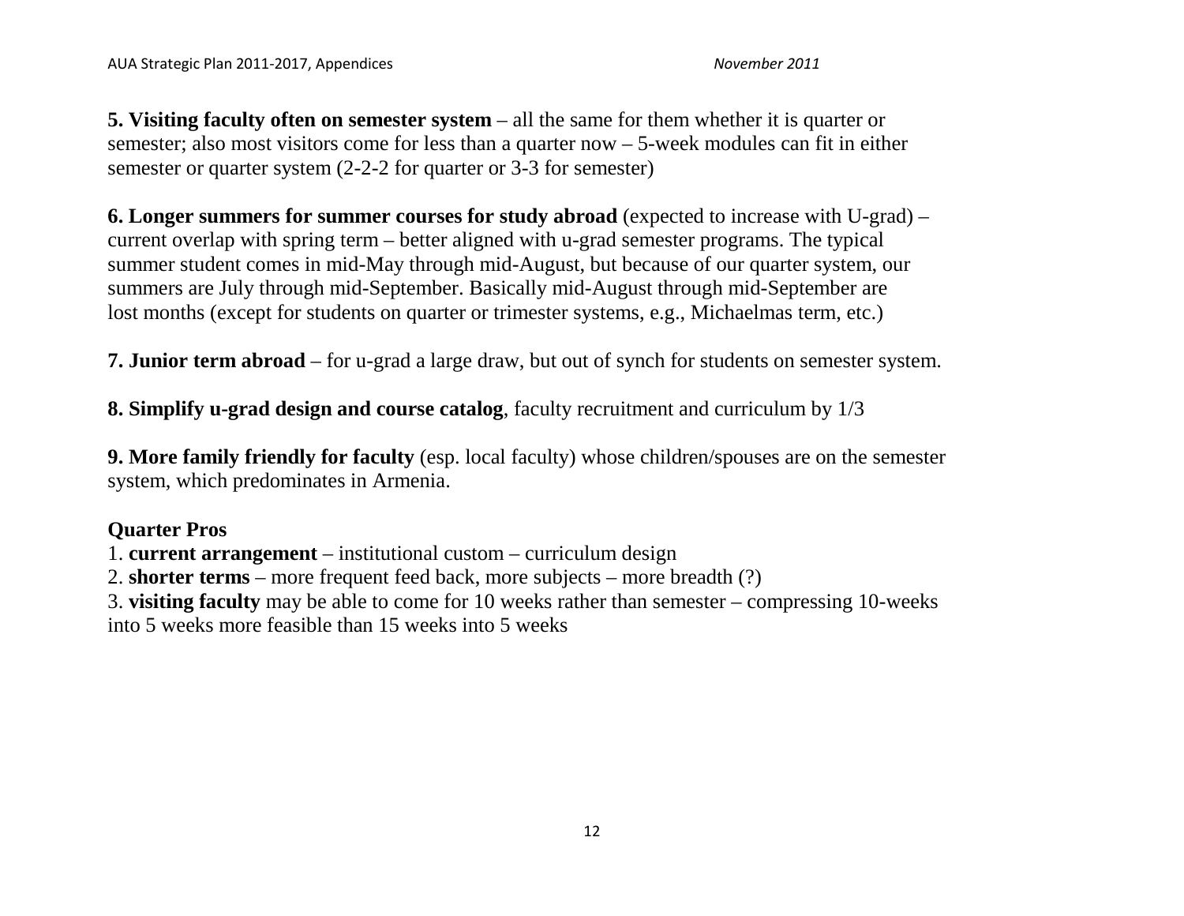**5. Visiting faculty often on semester system** – all the same for them whether it is quarter or semester; also most visitors come for less than a quarter now – 5-week modules can fit in either semester or quarter system (2-2-2 for quarter or 3-3 for semester)

**6. Longer summers for summer courses for study abroad** (expected to increase with U-grad) – current overlap with spring term – better aligned with u-grad semester programs. The typical summer student comes in mid-May through mid-August, but because of our quarter system, our summers are July through mid-September. Basically mid-August through mid-September are lost months (except for students on quarter or trimester systems, e.g., Michaelmas term, etc.)

**7. Junior term abroad** – for u-grad a large draw, but out of synch for students on semester system.

**8. Simplify u-grad design and course catalog**, faculty recruitment and curriculum by 1/3

**9. More family friendly for faculty** (esp. local faculty) whose children/spouses are on the semester system, which predominates in Armenia.

**Quarter Pros**

1. **current arrangement** – institutional custom – curriculum design
2. **shorter terms** – more frequent feed back, more subjects – more breadth (?)
3. **visiting faculty** may be able to come for 10 weeks rather than semester – compressing 10-weeks into 5 weeks more feasible than 15 weeks into 5 weeks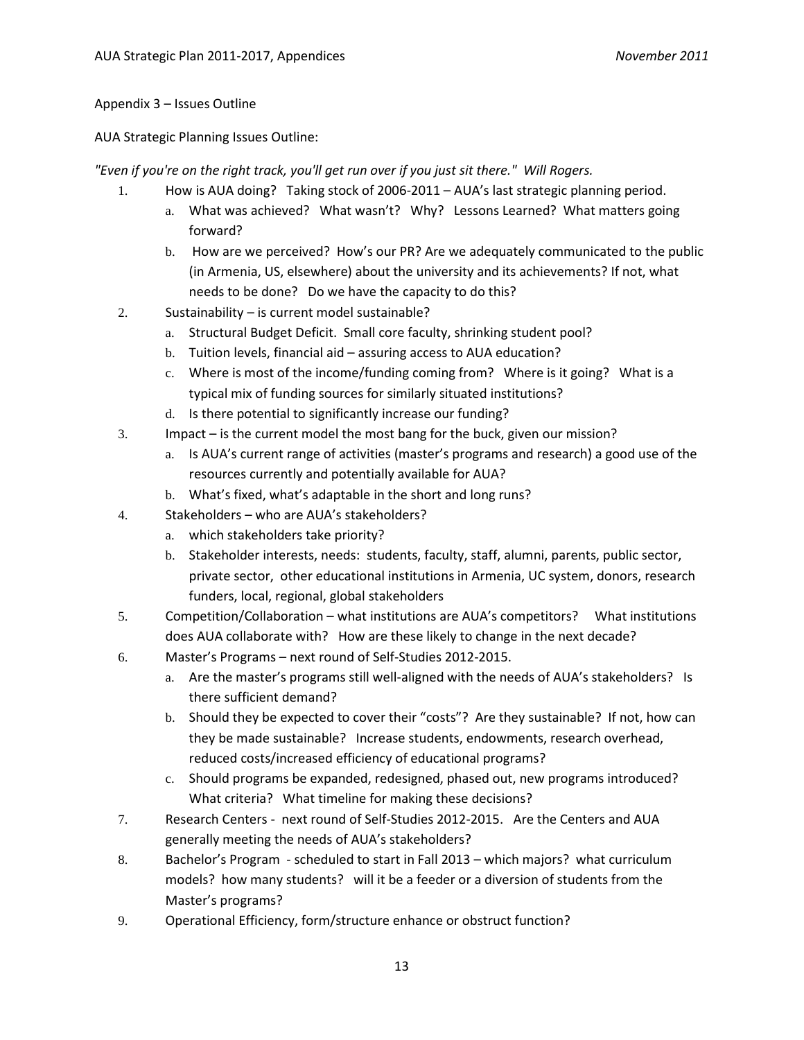Appendix 3 – Issues Outline

AUA Strategic Planning Issues Outline:

*"Even if you're on the right track, you'll get run over if you just sit there." Will Rogers.*

1. How is AUA doing? Taking stock of 2006-2011 – AUA's last strategic planning period.
   a. What was achieved? What wasn't? Why? Lessons Learned? What matters going forward?
   b. How are we perceived? How's our PR? Are we adequately communicated to the public (in Armenia, US, elsewhere) about the university and its achievements? If not, what needs to be done? Do we have the capacity to do this?
2. Sustainability – is current model sustainable?
   a. Structural Budget Deficit. Small core faculty, shrinking student pool?
   b. Tuition levels, financial aid – assuring access to AUA education?
   c. Where is most of the income/funding coming from? Where is it going? What is a typical mix of funding sources for similarly situated institutions?
   d. Is there potential to significantly increase our funding?
3. Impact – is the current model the most bang for the buck, given our mission?
   a. Is AUA's current range of activities (master's programs and research) a good use of the resources currently and potentially available for AUA?
   b. What's fixed, what's adaptable in the short and long runs?
4. Stakeholders – who are AUA's stakeholders?
   a. which stakeholders take priority?
   b. Stakeholder interests, needs: students, faculty, staff, alumni, parents, public sector, private sector, other educational institutions in Armenia, UC system, donors, research funders, local, regional, global stakeholders
5. Competition/Collaboration – what institutions are AUA's competitors? What institutions does AUA collaborate with? How are these likely to change in the next decade?
6. Master's Programs – next round of Self-Studies 2012-2015.
   a. Are the master's programs still well-aligned with the needs of AUA's stakeholders? Is there sufficient demand?
   b. Should they be expected to cover their "costs"? Are they sustainable? If not, how can they be made sustainable? Increase students, endowments, research overhead, reduced costs/increased efficiency of educational programs?
   c. Should programs be expanded, redesigned, phased out, new programs introduced? What criteria? What timeline for making these decisions?
7. Research Centers - next round of Self-Studies 2012-2015. Are the Centers and AUA generally meeting the needs of AUA's stakeholders?
8. Bachelor's Program - scheduled to start in Fall 2013 – which majors? what curriculum models? how many students? will it be a feeder or a diversion of students from the Master's programs?
9. Operational Efficiency, form/structure enhance or obstruct function?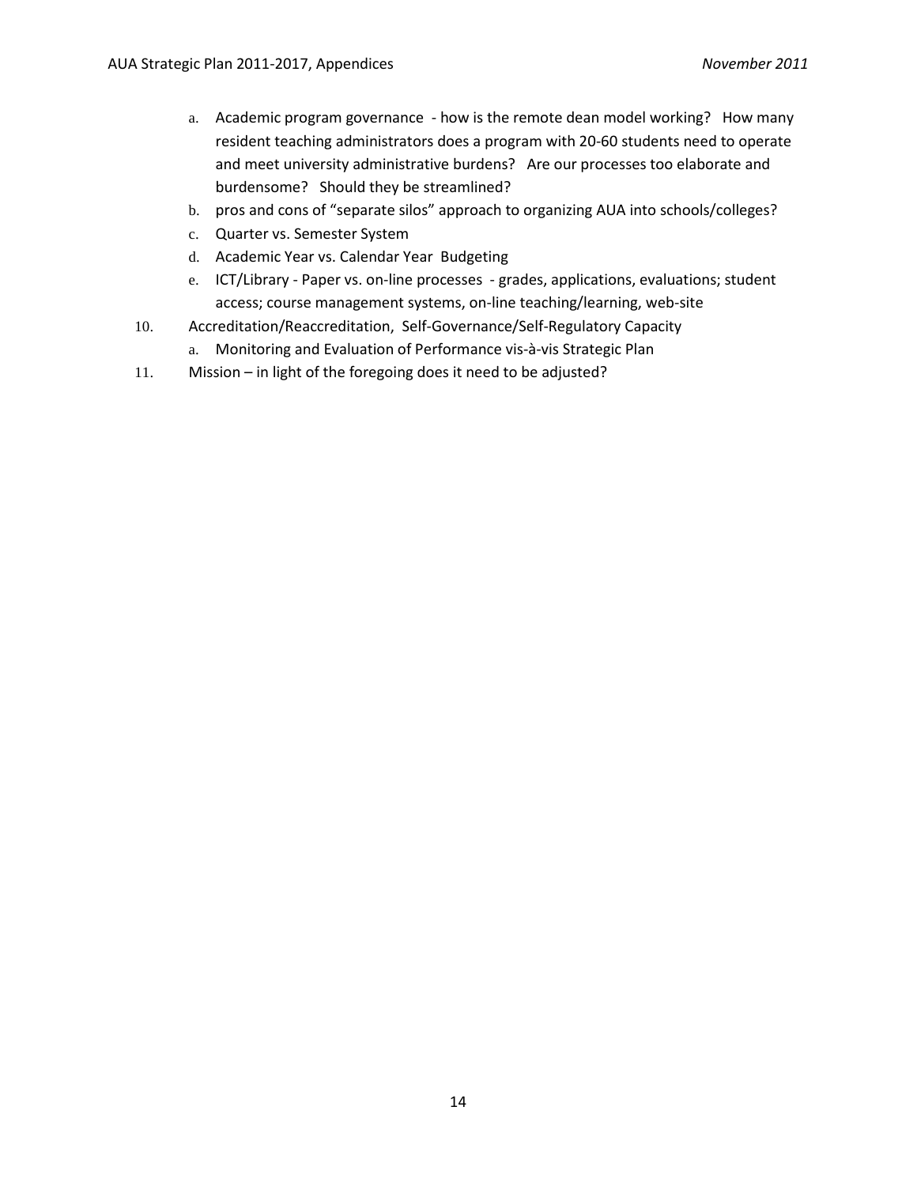a. Academic program governance - how is the remote dean model working? How many resident teaching administrators does a program with 20-60 students need to operate and meet university administrative burdens? Are our processes too elaborate and burdensome? Should they be streamlined?
   b. pros and cons of "separate silos" approach to organizing AUA into schools/colleges?
   c. Quarter vs. Semester System
   d. Academic Year vs. Calendar Year Budgeting
   e. ICT/Library - Paper vs. on-line processes - grades, applications, evaluations; student access; course management systems, on-line teaching/learning, web-site

10. Accreditation/Reaccreditation, Self-Governance/Self-Regulatory Capacity
    a. Monitoring and Evaluation of Performance vis-à-vis Strategic Plan
11. Mission – in light of the foregoing does it need to be adjusted?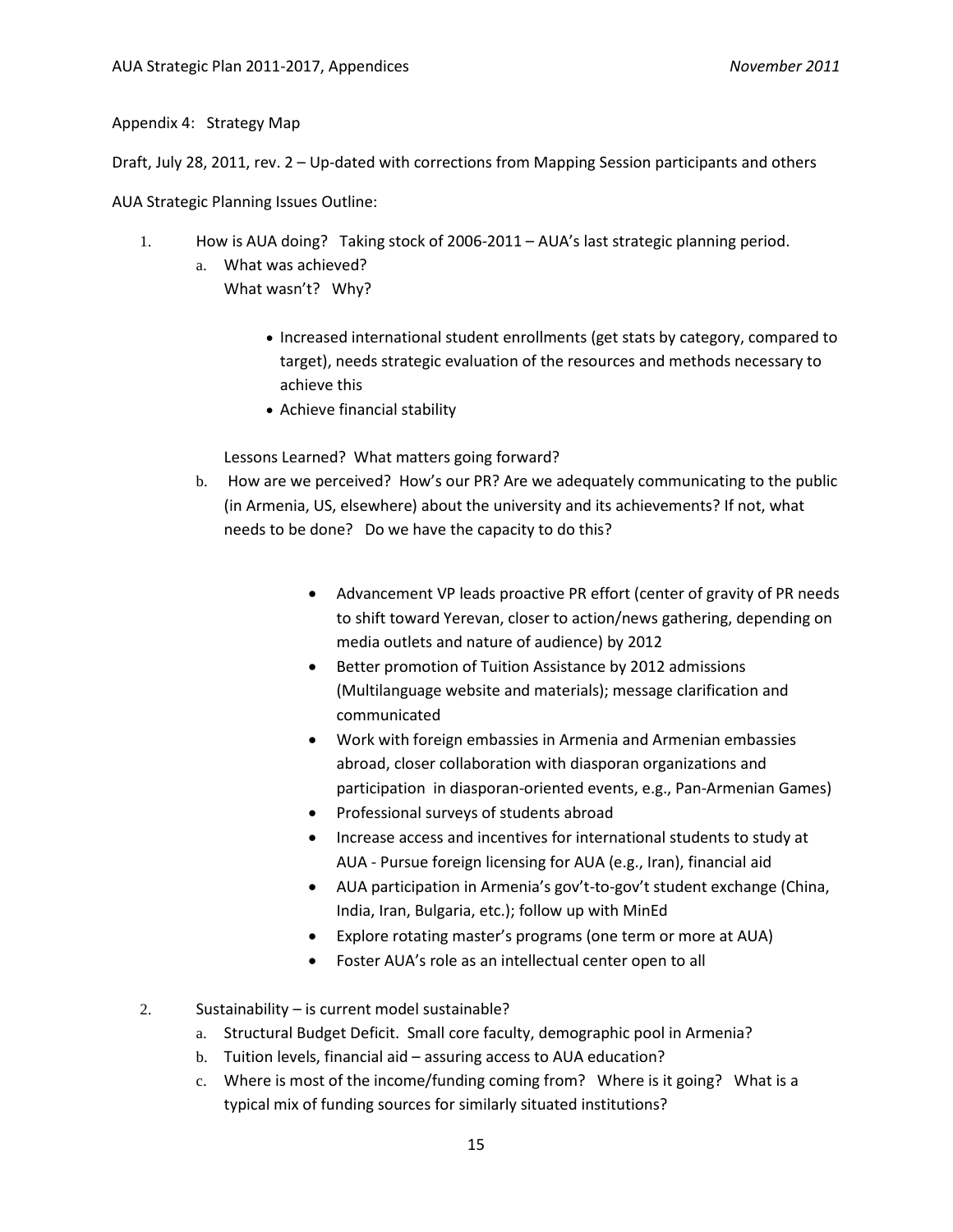Appendix 4: Strategy Map

Draft, July 28, 2011, rev. 2 – Up-dated with corrections from Mapping Session participants and others

AUA Strategic Planning Issues Outline:

1. How is AUA doing? Taking stock of 2006-2011 – AUA's last strategic planning period.
   a. What was achieved?
      What wasn't? Why?

      - Increased international student enrollments (get stats by category, compared to target), needs strategic evaluation of the resources and methods necessary to achieve this
      - Achieve financial stability

      Lessons Learned? What matters going forward?
   b. How are we perceived? How's our PR? Are we adequately communicating to the public (in Armenia, US, elsewhere) about the university and its achievements? If not, what needs to be done? Do we have the capacity to do this?

      - Advancement VP leads proactive PR effort (center of gravity of PR needs to shift toward Yerevan, closer to action/news gathering, depending on media outlets and nature of audience) by 2012
      - Better promotion of Tuition Assistance by 2012 admissions (Multilanguage website and materials); message clarification and communicated
      - Work with foreign embassies in Armenia and Armenian embassies abroad, closer collaboration with diasporan organizations and participation in diasporan-oriented events, e.g., Pan-Armenian Games)
      - Professional surveys of students abroad
      - Increase access and incentives for international students to study at AUA - Pursue foreign licensing for AUA (e.g., Iran), financial aid
      - AUA participation in Armenia's gov't-to-gov't student exchange (China, India, Iran, Bulgaria, etc.); follow up with MinEd
      - Explore rotating master's programs (one term or more at AUA)
      - Foster AUA's role as an intellectual center open to all

2. Sustainability – is current model sustainable?
   a. Structural Budget Deficit. Small core faculty, demographic pool in Armenia?
   b. Tuition levels, financial aid – assuring access to AUA education?
   c. Where is most of the income/funding coming from? Where is it going? What is a typical mix of funding sources for similarly situated institutions?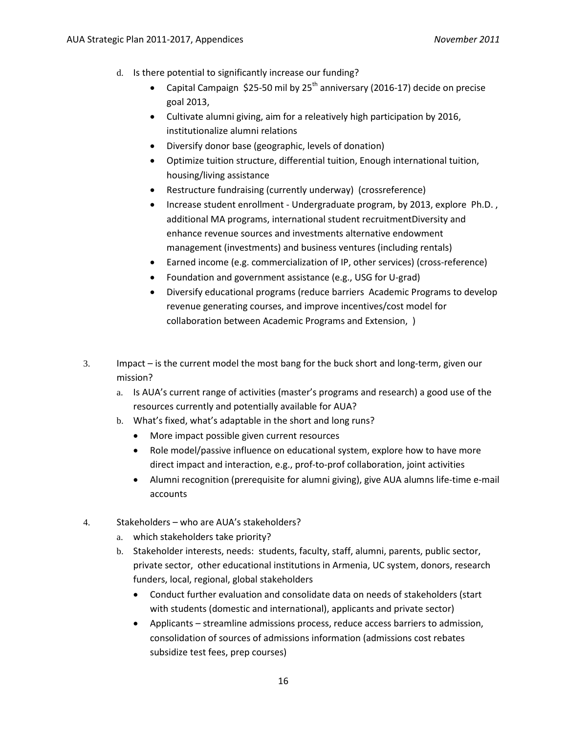d. Is there potential to significantly increase our funding?
   - Capital Campaign $25-50 mil by 25th anniversary (2016-17) decide on precise goal 2013,
   - Cultivate alumni giving, aim for a releatively high participation by 2016, institutionalize alumni relations
   - Diversify donor base (geographic, levels of donation)
   - Optimize tuition structure, differential tuition, Enough international tuition, housing/living assistance
   - Restructure fundraising (currently underway) (crossreference)
   - Increase student enrollment - Undergraduate program, by 2013, explore Ph.D. , additional MA programs, international student recruitmentDiversity and enhance revenue sources and investments alternative endowment management (investments) and business ventures (including rentals)
   - Earned income (e.g. commercialization of IP, other services) (cross-reference)
   - Foundation and government assistance (e.g., USG for U-grad)
   - Diversify educational programs (reduce barriers Academic Programs to develop revenue generating courses, and improve incentives/cost model for collaboration between Academic Programs and Extension, )

3. Impact – is the current model the most bang for the buck short and long-term, given our mission?
   a. Is AUA's current range of activities (master's programs and research) a good use of the resources currently and potentially available for AUA?
   b. What's fixed, what's adaptable in the short and long runs?
      - More impact possible given current resources
      - Role model/passive influence on educational system, explore how to have more direct impact and interaction, e.g., prof-to-prof collaboration, joint activities
      - Alumni recognition (prerequisite for alumni giving), give AUA alumns life-time e-mail accounts

4. Stakeholders – who are AUA's stakeholders?
   a. which stakeholders take priority?
   b. Stakeholder interests, needs: students, faculty, staff, alumni, parents, public sector, private sector, other educational institutions in Armenia, UC system, donors, research funders, local, regional, global stakeholders
      - Conduct further evaluation and consolidate data on needs of stakeholders (start with students (domestic and international), applicants and private sector)
      - Applicants – streamline admissions process, reduce access barriers to admission, consolidation of sources of admissions information (admissions cost rebates subsidize test fees, prep courses)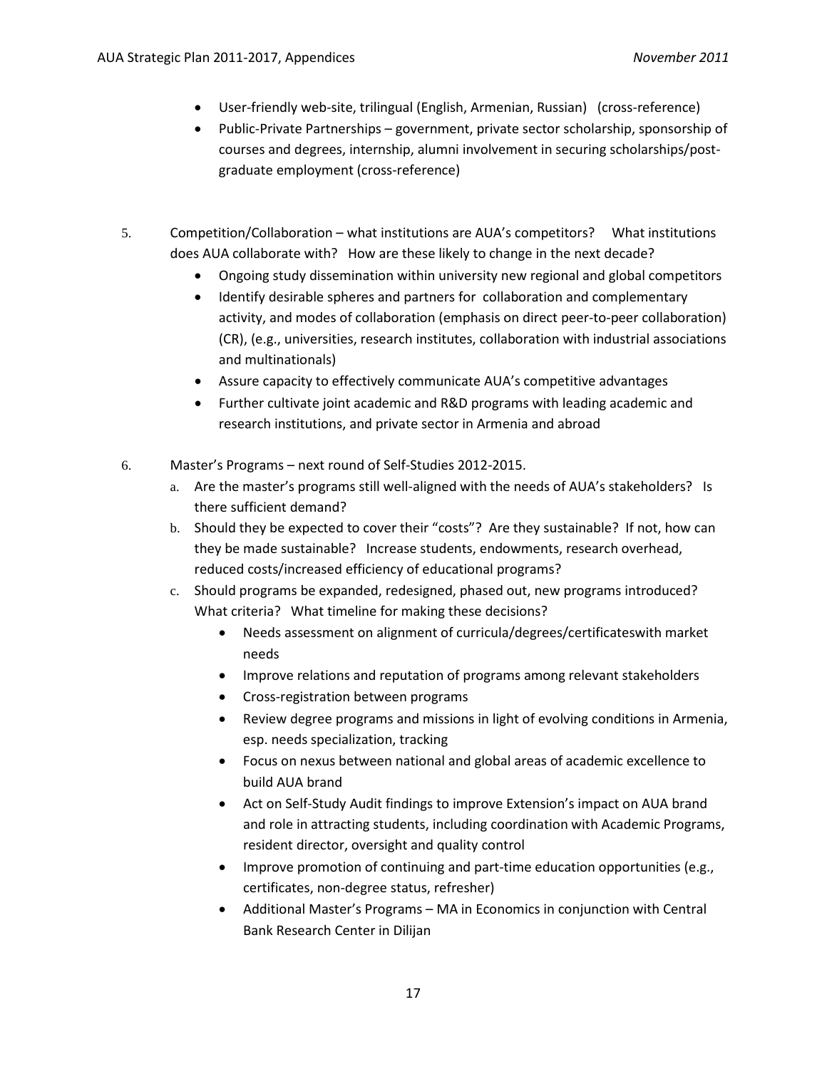- User-friendly web-site, trilingual (English, Armenian, Russian) (cross-reference)
- Public-Private Partnerships – government, private sector scholarship, sponsorship of courses and degrees, internship, alumni involvement in securing scholarships/post-graduate employment (cross-reference)

5. Competition/Collaboration – what institutions are AUA's competitors? What institutions does AUA collaborate with? How are these likely to change in the next decade?
   - Ongoing study dissemination within university new regional and global competitors
   - Identify desirable spheres and partners for collaboration and complementary activity, and modes of collaboration (emphasis on direct peer-to-peer collaboration) (CR), (e.g., universities, research institutes, collaboration with industrial associations and multinationals)
   - Assure capacity to effectively communicate AUA's competitive advantages
   - Further cultivate joint academic and R&D programs with leading academic and research institutions, and private sector in Armenia and abroad

6. Master's Programs – next round of Self-Studies 2012-2015.
   a. Are the master's programs still well-aligned with the needs of AUA's stakeholders? Is there sufficient demand?
   b. Should they be expected to cover their "costs"? Are they sustainable? If not, how can they be made sustainable? Increase students, endowments, research overhead, reduced costs/increased efficiency of educational programs?
   c. Should programs be expanded, redesigned, phased out, new programs introduced? What criteria? What timeline for making these decisions?
      - Needs assessment on alignment of curricula/degrees/certificateswith market needs
      - Improve relations and reputation of programs among relevant stakeholders
      - Cross-registration between programs
      - Review degree programs and missions in light of evolving conditions in Armenia, esp. needs specialization, tracking
      - Focus on nexus between national and global areas of academic excellence to build AUA brand
      - Act on Self-Study Audit findings to improve Extension's impact on AUA brand and role in attracting students, including coordination with Academic Programs, resident director, oversight and quality control
      - Improve promotion of continuing and part-time education opportunities (e.g., certificates, non-degree status, refresher)
      - Additional Master's Programs – MA in Economics in conjunction with Central Bank Research Center in Dilijan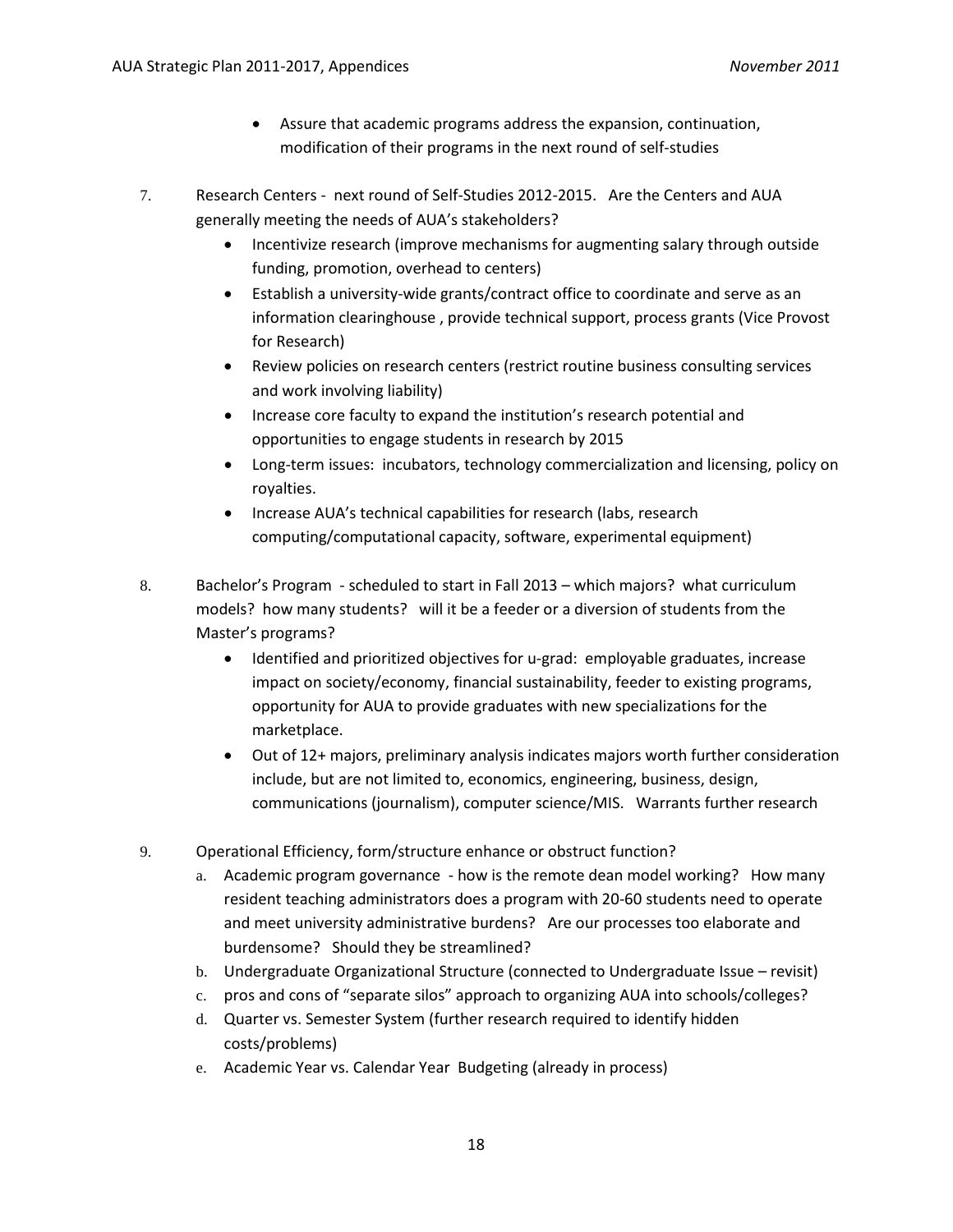- Assure that academic programs address the expansion, continuation, modification of their programs in the next round of self-studies

7. Research Centers - next round of Self-Studies 2012-2015. Are the Centers and AUA generally meeting the needs of AUA's stakeholders?
   - Incentivize research (improve mechanisms for augmenting salary through outside funding, promotion, overhead to centers)
   - Establish a university-wide grants/contract office to coordinate and serve as an information clearinghouse , provide technical support, process grants (Vice Provost for Research)
   - Review policies on research centers (restrict routine business consulting services and work involving liability)
   - Increase core faculty to expand the institution's research potential and opportunities to engage students in research by 2015
   - Long-term issues: incubators, technology commercialization and licensing, policy on royalties.
   - Increase AUA's technical capabilities for research (labs, research computing/computational capacity, software, experimental equipment)

8. Bachelor's Program - scheduled to start in Fall 2013 – which majors? what curriculum models? how many students? will it be a feeder or a diversion of students from the Master's programs?
   - Identified and prioritized objectives for u-grad: employable graduates, increase impact on society/economy, financial sustainability, feeder to existing programs, opportunity for AUA to provide graduates with new specializations for the marketplace.
   - Out of 12+ majors, preliminary analysis indicates majors worth further consideration include, but are not limited to, economics, engineering, business, design, communications (journalism), computer science/MIS. Warrants further research

9. Operational Efficiency, form/structure enhance or obstruct function?
   a. Academic program governance - how is the remote dean model working? How many resident teaching administrators does a program with 20-60 students need to operate and meet university administrative burdens? Are our processes too elaborate and burdensome? Should they be streamlined?
   b. Undergraduate Organizational Structure (connected to Undergraduate Issue – revisit)
   c. pros and cons of "separate silos" approach to organizing AUA into schools/colleges?
   d. Quarter vs. Semester System (further research required to identify hidden costs/problems)
   e. Academic Year vs. Calendar Year Budgeting (already in process)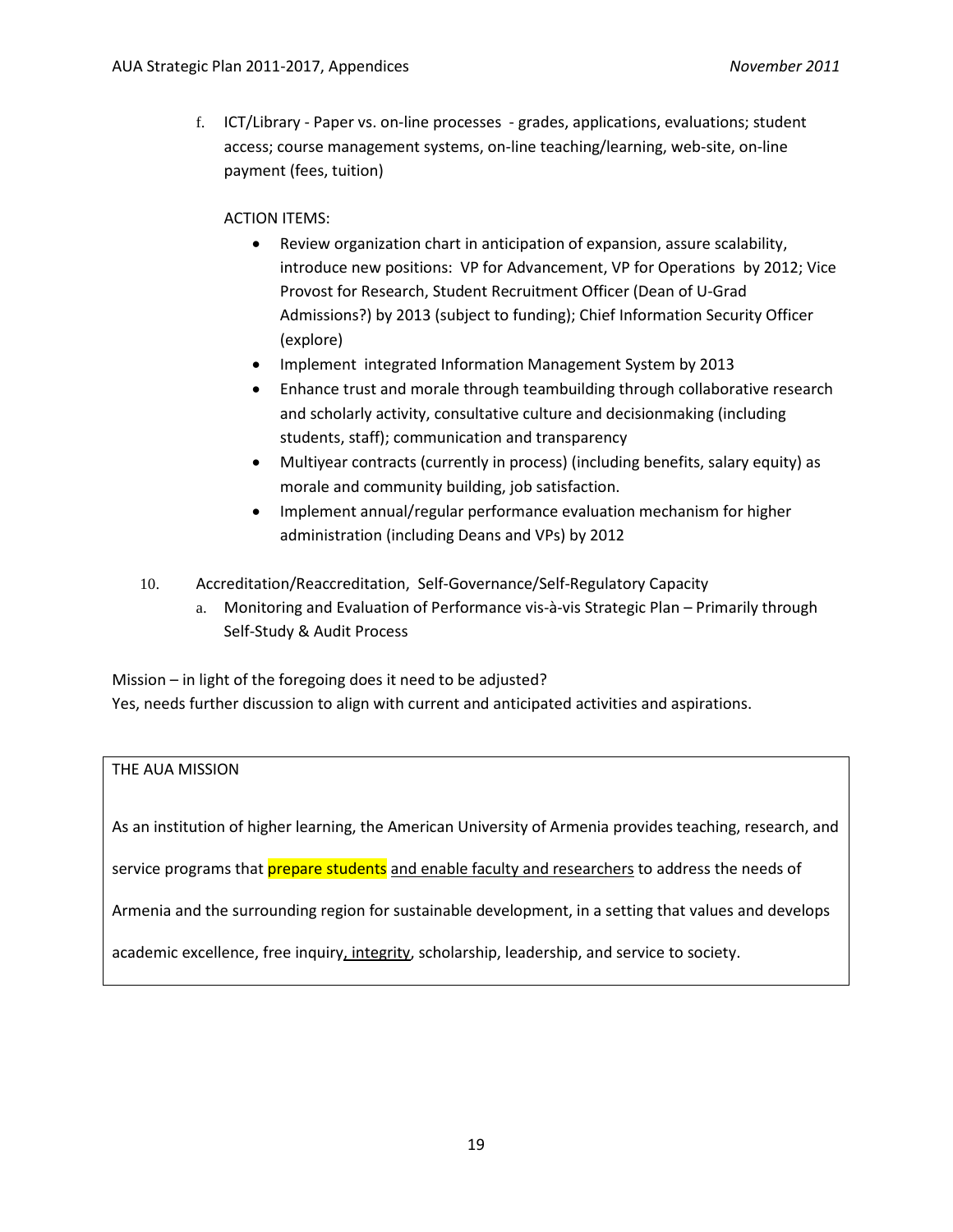f. ICT/Library - Paper vs. on-line processes - grades, applications, evaluations; student access; course management systems, on-line teaching/learning, web-site, on-line payment (fees, tuition)

ACTION ITEMS:

- Review organization chart in anticipation of expansion, assure scalability, introduce new positions: VP for Advancement, VP for Operations by 2012; Vice Provost for Research, Student Recruitment Officer (Dean of U-Grad Admissions?) by 2013 (subject to funding); Chief Information Security Officer (explore)
- Implement integrated Information Management System by 2013
- Enhance trust and morale through teambuilding through collaborative research and scholarly activity, consultative culture and decisionmaking (including students, staff); communication and transparency
- Multiyear contracts (currently in process) (including benefits, salary equity) as morale and community building, job satisfaction.
- Implement annual/regular performance evaluation mechanism for higher administration (including Deans and VPs) by 2012

10. Accreditation/Reaccreditation, Self-Governance/Self-Regulatory Capacity
    a. Monitoring and Evaluation of Performance vis-à-vis Strategic Plan – Primarily through Self-Study & Audit Process

Mission – in light of the foregoing does it need to be adjusted?
Yes, needs further discussion to align with current and anticipated activities and aspirations.

THE AUA MISSION

As an institution of higher learning, the American University of Armenia provides teaching, research, and service programs that prepare students and enable faculty and researchers to address the needs of Armenia and the surrounding region for sustainable development, in a setting that values and develops academic excellence, free inquiry, integrity, scholarship, leadership, and service to society.